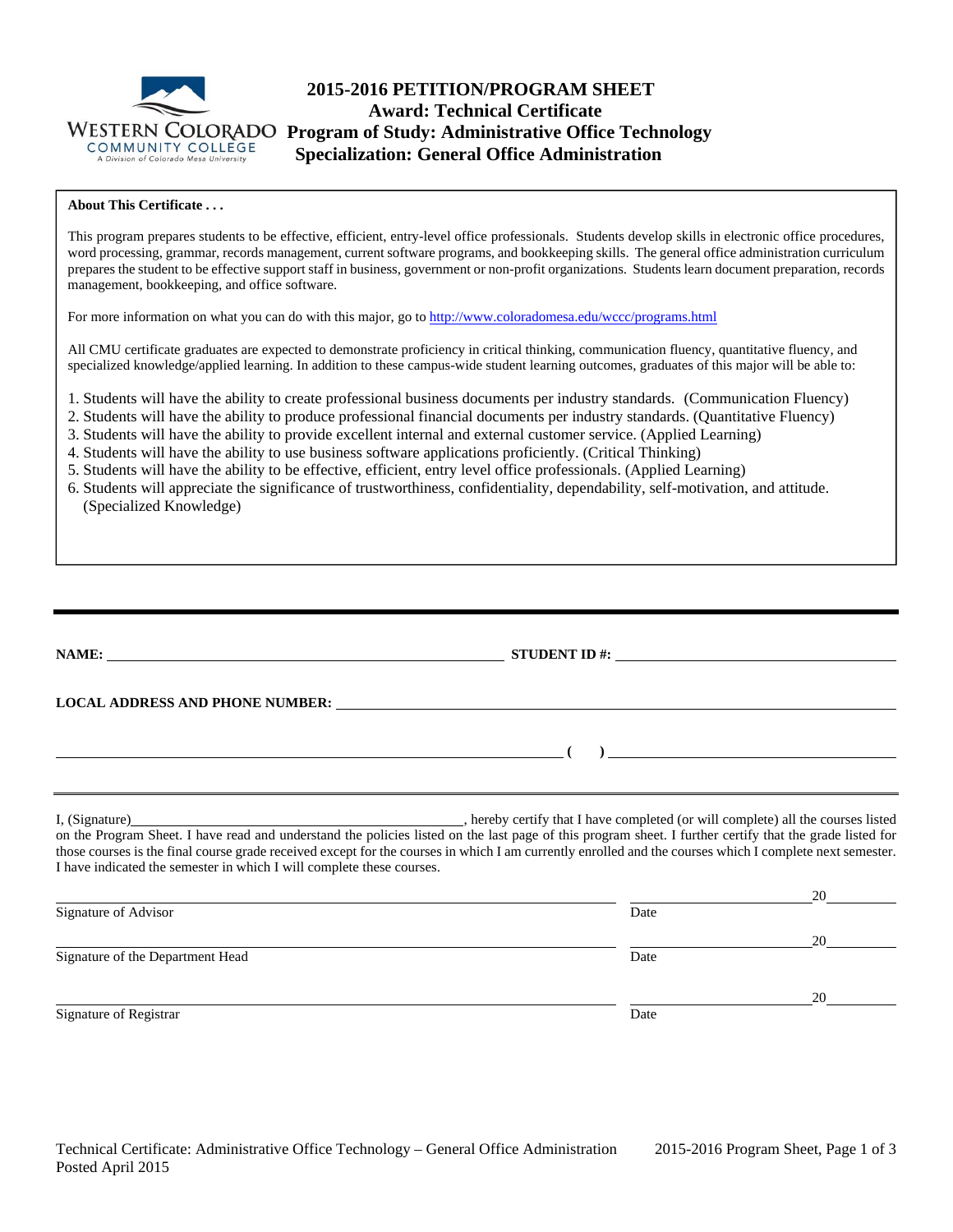# 2015-2016 PETITION/PROGRAM SHEET
## Award: Technical Certificate
## Program of Study: Administrative Office Technology
## Specialization: General Office Administration

Western Colorado Community College — A Division of Colorado Mesa University

**About This Certificate . . .**

This program prepares students to be effective, efficient, entry-level office professionals. Students develop skills in electronic office procedures, word processing, grammar, records management, current software programs, and bookkeeping skills. The general office administration curriculum prepares the student to be effective support staff in business, government or non-profit organizations. Students learn document preparation, records management, bookkeeping, and office software.

For more information on what you can do with this major, go to http://www.coloradomesa.edu/wccc/programs.html

All CMU certificate graduates are expected to demonstrate proficiency in critical thinking, communication fluency, quantitative fluency, and specialized knowledge/applied learning. In addition to these campus-wide student learning outcomes, graduates of this major will be able to:

1. Students will have the ability to create professional business documents per industry standards. (Communication Fluency)
2. Students will have the ability to produce professional financial documents per industry standards. (Quantitative Fluency)
3. Students will have the ability to provide excellent internal and external customer service. (Applied Learning)
4. Students will have the ability to use business software applications proficiently. (Critical Thinking)
5. Students will have the ability to be effective, efficient, entry level office professionals. (Applied Learning)
6. Students will appreciate the significance of trustworthiness, confidentiality, dependability, self-motivation, and attitude. (Specialized Knowledge)

---

**NAME:** ______________________________ **STUDENT ID #:** ______________________________

**LOCAL ADDRESS AND PHONE NUMBER:** ______________________________

______________________________ **( )** ______________________________

---

I, (Signature)______________________________, hereby certify that I have completed (or will complete) all the courses listed on the Program Sheet. I have read and understand the policies listed on the last page of this program sheet. I further certify that the grade listed for those courses is the final course grade received except for the courses in which I am currently enrolled and the courses which I complete next semester. I have indicated the semester in which I will complete these courses.

______________________________ ______________ 20______
Signature of Advisor Date

______________________________ ______________ 20______
Signature of the Department Head Date

______________________________ ______________ 20______
Signature of Registrar Date

Technical Certificate: Administrative Office Technology – General Office Administration
Posted April 2015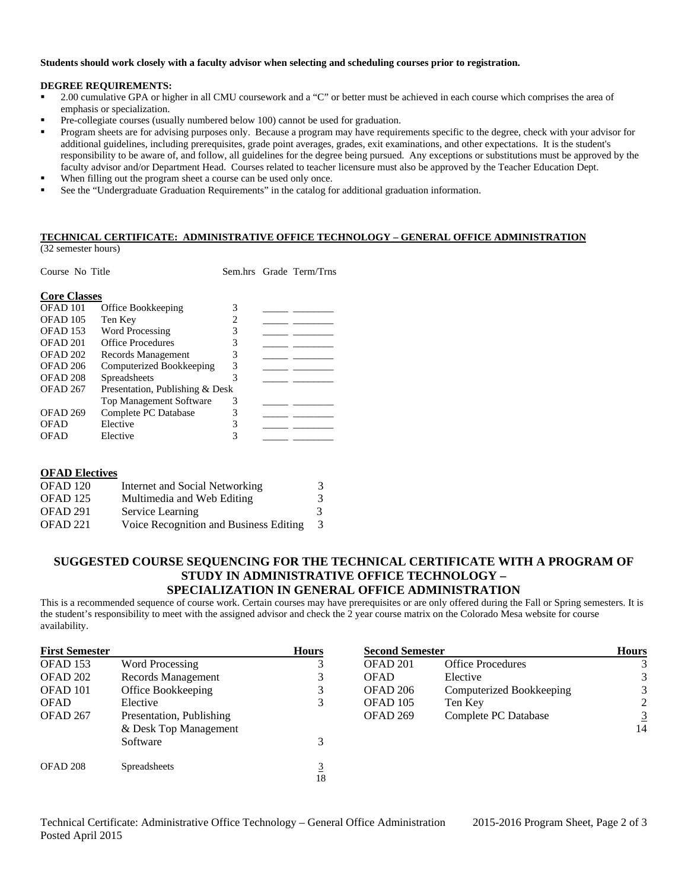**Students should work closely with a faculty advisor when selecting and scheduling courses prior to registration.**

**DEGREE REQUIREMENTS:**

- 2.00 cumulative GPA or higher in all CMU coursework and a "C" or better must be achieved in each course which comprises the area of emphasis or specialization.
- Pre-collegiate courses (usually numbered below 100) cannot be used for graduation.
- Program sheets are for advising purposes only. Because a program may have requirements specific to the degree, check with your advisor for additional guidelines, including prerequisites, grade point averages, grades, exit examinations, and other expectations. It is the student's responsibility to be aware of, and follow, all guidelines for the degree being pursued. Any exceptions or substitutions must be approved by the faculty advisor and/or Department Head. Courses related to teacher licensure must also be approved by the Teacher Education Dept.
- When filling out the program sheet a course can be used only once.
- See the "Undergraduate Graduation Requirements" in the catalog for additional graduation information.

**TECHNICAL CERTIFICATE: ADMINISTRATIVE OFFICE TECHNOLOGY – GENERAL OFFICE ADMINISTRATION**
(32 semester hours)

**Core Classes**

| Course No | Title | Sem.hrs | Grade | Term/Trns |
|---|---|---|---|---|
| OFAD 101 | Office Bookkeeping | 3 | _____ | ________ |
| OFAD 105 | Ten Key | 2 | _____ | ________ |
| OFAD 153 | Word Processing | 3 | _____ | ________ |
| OFAD 201 | Office Procedures | 3 | _____ | ________ |
| OFAD 202 | Records Management | 3 | _____ | ________ |
| OFAD 206 | Computerized Bookkeeping | 3 | _____ | ________ |
| OFAD 208 | Spreadsheets | 3 | _____ | ________ |
| OFAD 267 | Presentation, Publishing & Desk Top Management Software | 3 | _____ | ________ |
| OFAD 269 | Complete PC Database | 3 | _____ | ________ |
| OFAD | Elective | 3 | _____ | ________ |
| OFAD | Elective | 3 | _____ | ________ |

**OFAD Electives**

| Course | Title | Hours |
|---|---|---|
| OFAD 120 | Internet and Social Networking | 3 |
| OFAD 125 | Multimedia and Web Editing | 3 |
| OFAD 291 | Service Learning | 3 |
| OFAD 221 | Voice Recognition and Business Editing | 3 |

## SUGGESTED COURSE SEQUENCING FOR THE TECHNICAL CERTIFICATE WITH A PROGRAM OF STUDY IN ADMINISTRATIVE OFFICE TECHNOLOGY – SPECIALIZATION IN GENERAL OFFICE ADMINISTRATION

This is a recommended sequence of course work. Certain courses may have prerequisites or are only offered during the Fall or Spring semesters. It is the student's responsibility to meet with the assigned advisor and check the 2 year course matrix on the Colorado Mesa website for course availability.

| First Semester | | Hours |
|---|---|---|
| OFAD 153 | Word Processing | 3 |
| OFAD 202 | Records Management | 3 |
| OFAD 101 | Office Bookkeeping | 3 |
| OFAD | Elective | 3 |
| OFAD 267 | Presentation, Publishing & Desk Top Management Software | 3 |
| OFAD 208 | Spreadsheets | 3 |
| | | 18 |

| Second Semester | | Hours |
|---|---|---|
| OFAD 201 | Office Procedures | 3 |
| OFAD | Elective | 3 |
| OFAD 206 | Computerized Bookkeeping | 3 |
| OFAD 105 | Ten Key | 2 |
| OFAD 269 | Complete PC Database | 3 |
| | | 14 |

Technical Certificate: Administrative Office Technology – General Office Administration
Posted April 2015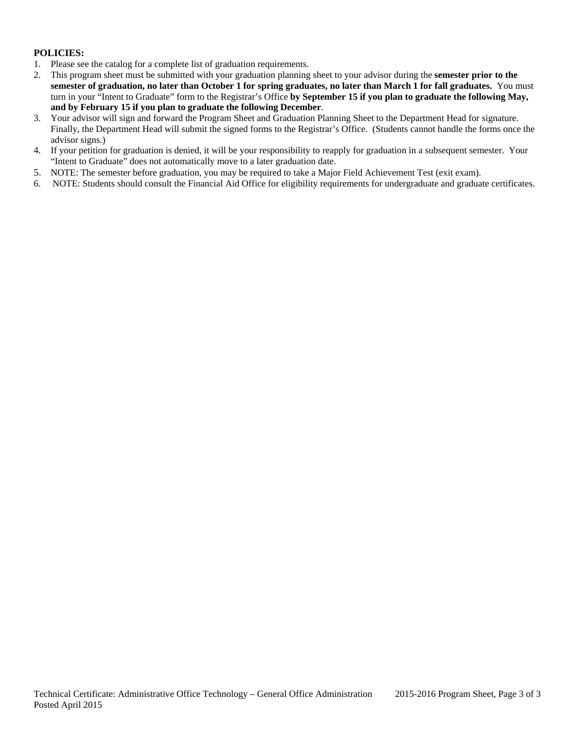**POLICIES:**

1. Please see the catalog for a complete list of graduation requirements.
2. This program sheet must be submitted with your graduation planning sheet to your advisor during the **semester prior to the semester of graduation, no later than October 1 for spring graduates, no later than March 1 for fall graduates.** You must turn in your "Intent to Graduate" form to the Registrar's Office **by September 15 if you plan to graduate the following May, and by February 15 if you plan to graduate the following December**.
3. Your advisor will sign and forward the Program Sheet and Graduation Planning Sheet to the Department Head for signature. Finally, the Department Head will submit the signed forms to the Registrar's Office. (Students cannot handle the forms once the advisor signs.)
4. If your petition for graduation is denied, it will be your responsibility to reapply for graduation in a subsequent semester. Your "Intent to Graduate" does not automatically move to a later graduation date.
5. NOTE: The semester before graduation, you may be required to take a Major Field Achievement Test (exit exam).
6. NOTE: Students should consult the Financial Aid Office for eligibility requirements for undergraduate and graduate certificates.